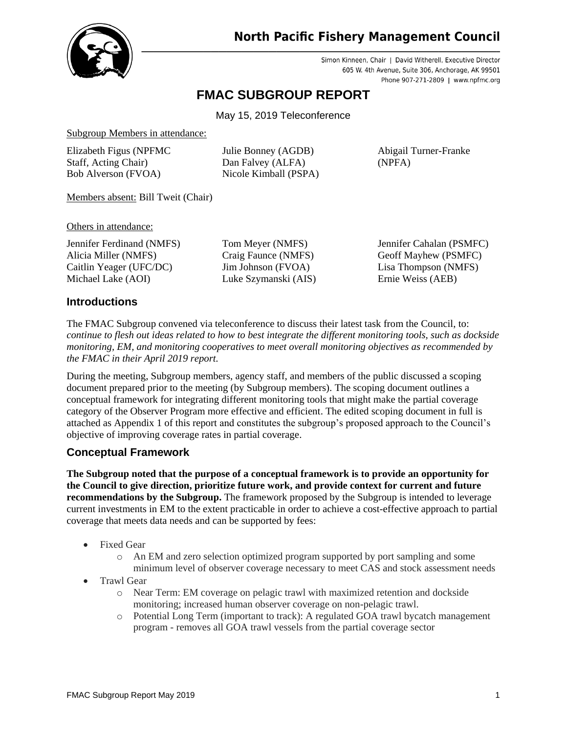# North Pacific Fishery Management Council

Simon Kinneen, Chair | David Witherell, Executive Director
605 W. 4th Avenue, Suite 306, Anchorage, AK 99501
Phone 907-271-2809 | www.npfmc.org

## FMAC SUBGROUP REPORT

May 15, 2019 Teleconference

Subgroup Members in attendance:

Elizabeth Figus (NPFMC Staff, Acting Chair)
Bob Alverson (FVOA)
Julie Bonney (AGDB)
Dan Falvey (ALFA)
Nicole Kimball (PSPA)
Abigail Turner-Franke (NPFA)

Members absent: Bill Tweit (Chair)

Others in attendance:

Jennifer Ferdinand (NMFS)
Alicia Miller (NMFS)
Caitlin Yeager (UFC/DC)
Michael Lake (AOI)
Tom Meyer (NMFS)
Craig Faunce (NMFS)
Jim Johnson (FVOA)
Luke Szymanski (AIS)
Jennifer Cahalan (PSMFC)
Geoff Mayhew (PSMFC)
Lisa Thompson (NMFS)
Ernie Weiss (AEB)

### Introductions

The FMAC Subgroup convened via teleconference to discuss their latest task from the Council, to: *continue to flesh out ideas related to how to best integrate the different monitoring tools, such as dockside monitoring, EM, and monitoring cooperatives to meet overall monitoring objectives as recommended by the FMAC in their April 2019 report.*

During the meeting, Subgroup members, agency staff, and members of the public discussed a scoping document prepared prior to the meeting (by Subgroup members). The scoping document outlines a conceptual framework for integrating different monitoring tools that might make the partial coverage category of the Observer Program more effective and efficient. The edited scoping document in full is attached as Appendix 1 of this report and constitutes the subgroup's proposed approach to the Council's objective of improving coverage rates in partial coverage.

### Conceptual Framework

**The Subgroup noted that the purpose of a conceptual framework is to provide an opportunity for the Council to give direction, prioritize future work, and provide context for current and future recommendations by the Subgroup.** The framework proposed by the Subgroup is intended to leverage current investments in EM to the extent practicable in order to achieve a cost-effective approach to partial coverage that meets data needs and can be supported by fees:

- Fixed Gear
  - An EM and zero selection optimized program supported by port sampling and some minimum level of observer coverage necessary to meet CAS and stock assessment needs
- Trawl Gear
  - Near Term: EM coverage on pelagic trawl with maximized retention and dockside monitoring; increased human observer coverage on non-pelagic trawl.
  - Potential Long Term (important to track): A regulated GOA trawl bycatch management program - removes all GOA trawl vessels from the partial coverage sector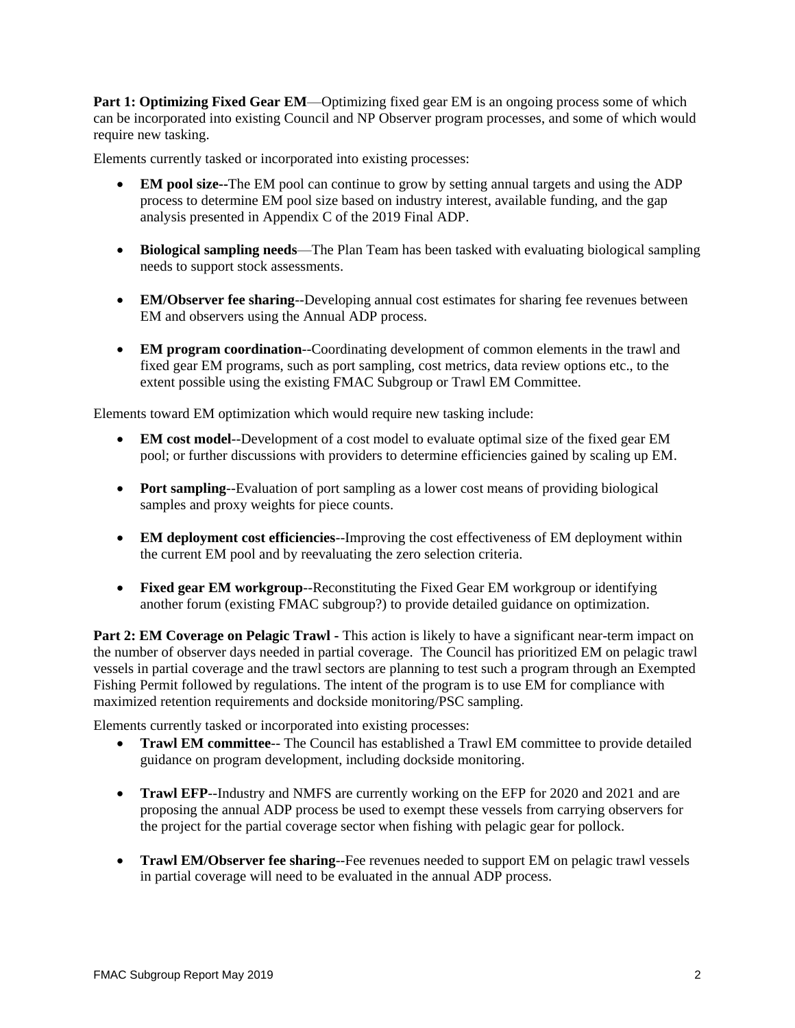**Part 1: Optimizing Fixed Gear EM**—Optimizing fixed gear EM is an ongoing process some of which can be incorporated into existing Council and NP Observer program processes, and some of which would require new tasking.

Elements currently tasked or incorporated into existing processes:

- **EM pool size--**The EM pool can continue to grow by setting annual targets and using the ADP process to determine EM pool size based on industry interest, available funding, and the gap analysis presented in Appendix C of the 2019 Final ADP.
- **Biological sampling needs**—The Plan Team has been tasked with evaluating biological sampling needs to support stock assessments.
- **EM/Observer fee sharing**--Developing annual cost estimates for sharing fee revenues between EM and observers using the Annual ADP process.
- **EM program coordination**--Coordinating development of common elements in the trawl and fixed gear EM programs, such as port sampling, cost metrics, data review options etc., to the extent possible using the existing FMAC Subgroup or Trawl EM Committee.

Elements toward EM optimization which would require new tasking include:

- **EM cost model**--Development of a cost model to evaluate optimal size of the fixed gear EM pool; or further discussions with providers to determine efficiencies gained by scaling up EM.
- **Port sampling**--Evaluation of port sampling as a lower cost means of providing biological samples and proxy weights for piece counts.
- **EM deployment cost efficiencies**--Improving the cost effectiveness of EM deployment within the current EM pool and by reevaluating the zero selection criteria.
- **Fixed gear EM workgroup**--Reconstituting the Fixed Gear EM workgroup or identifying another forum (existing FMAC subgroup?) to provide detailed guidance on optimization.

**Part 2: EM Coverage on Pelagic Trawl -** This action is likely to have a significant near-term impact on the number of observer days needed in partial coverage. The Council has prioritized EM on pelagic trawl vessels in partial coverage and the trawl sectors are planning to test such a program through an Exempted Fishing Permit followed by regulations. The intent of the program is to use EM for compliance with maximized retention requirements and dockside monitoring/PSC sampling.

Elements currently tasked or incorporated into existing processes:

- **Trawl EM committee**-- The Council has established a Trawl EM committee to provide detailed guidance on program development, including dockside monitoring.
- **Trawl EFP--**Industry and NMFS are currently working on the EFP for 2020 and 2021 and are proposing the annual ADP process be used to exempt these vessels from carrying observers for the project for the partial coverage sector when fishing with pelagic gear for pollock.
- **Trawl EM/Observer fee sharing**--Fee revenues needed to support EM on pelagic trawl vessels in partial coverage will need to be evaluated in the annual ADP process.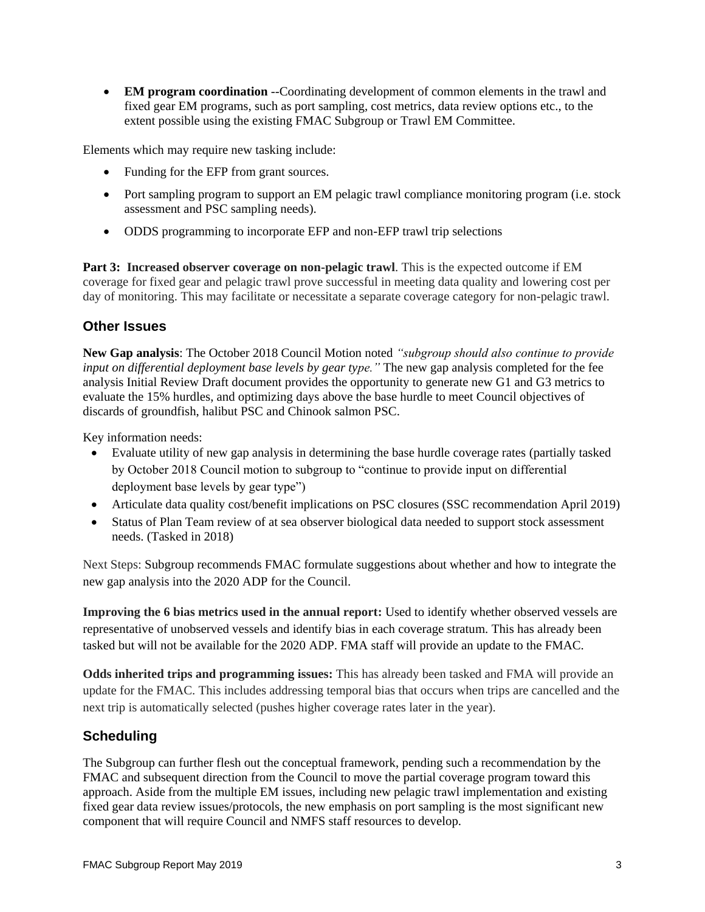- **EM program coordination** --Coordinating development of common elements in the trawl and fixed gear EM programs, such as port sampling, cost metrics, data review options etc., to the extent possible using the existing FMAC Subgroup or Trawl EM Committee.

Elements which may require new tasking include:

- Funding for the EFP from grant sources.
- Port sampling program to support an EM pelagic trawl compliance monitoring program (i.e. stock assessment and PSC sampling needs).
- ODDS programming to incorporate EFP and non-EFP trawl trip selections

**Part 3: Increased observer coverage on non-pelagic trawl**. This is the expected outcome if EM coverage for fixed gear and pelagic trawl prove successful in meeting data quality and lowering cost per day of monitoring. This may facilitate or necessitate a separate coverage category for non-pelagic trawl.

## Other Issues

**New Gap analysis**: The October 2018 Council Motion noted *"subgroup should also continue to provide input on differential deployment base levels by gear type."* The new gap analysis completed for the fee analysis Initial Review Draft document provides the opportunity to generate new G1 and G3 metrics to evaluate the 15% hurdles, and optimizing days above the base hurdle to meet Council objectives of discards of groundfish, halibut PSC and Chinook salmon PSC.

Key information needs:

- Evaluate utility of new gap analysis in determining the base hurdle coverage rates (partially tasked by October 2018 Council motion to subgroup to "continue to provide input on differential deployment base levels by gear type")
- Articulate data quality cost/benefit implications on PSC closures (SSC recommendation April 2019)
- Status of Plan Team review of at sea observer biological data needed to support stock assessment needs. (Tasked in 2018)

Next Steps: Subgroup recommends FMAC formulate suggestions about whether and how to integrate the new gap analysis into the 2020 ADP for the Council.

**Improving the 6 bias metrics used in the annual report:** Used to identify whether observed vessels are representative of unobserved vessels and identify bias in each coverage stratum. This has already been tasked but will not be available for the 2020 ADP. FMA staff will provide an update to the FMAC.

**Odds inherited trips and programming issues:** This has already been tasked and FMA will provide an update for the FMAC. This includes addressing temporal bias that occurs when trips are cancelled and the next trip is automatically selected (pushes higher coverage rates later in the year).

## Scheduling

The Subgroup can further flesh out the conceptual framework, pending such a recommendation by the FMAC and subsequent direction from the Council to move the partial coverage program toward this approach. Aside from the multiple EM issues, including new pelagic trawl implementation and existing fixed gear data review issues/protocols, the new emphasis on port sampling is the most significant new component that will require Council and NMFS staff resources to develop.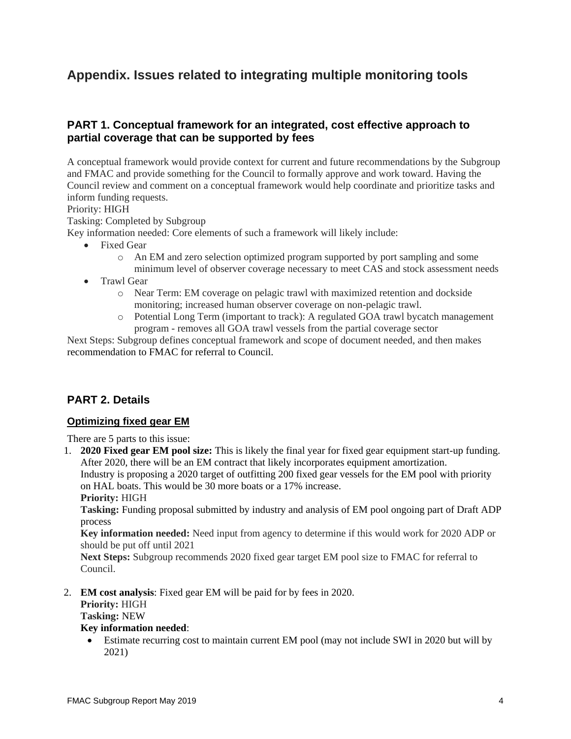# Appendix. Issues related to integrating multiple monitoring tools

## PART 1. Conceptual framework for an integrated, cost effective approach to partial coverage that can be supported by fees

A conceptual framework would provide context for current and future recommendations by the Subgroup and FMAC and provide something for the Council to formally approve and work toward. Having the Council review and comment on a conceptual framework would help coordinate and prioritize tasks and inform funding requests.

Priority: HIGH

Tasking: Completed by Subgroup

Key information needed: Core elements of such a framework will likely include:

- Fixed Gear
  - An EM and zero selection optimized program supported by port sampling and some minimum level of observer coverage necessary to meet CAS and stock assessment needs
- Trawl Gear
  - Near Term: EM coverage on pelagic trawl with maximized retention and dockside monitoring; increased human observer coverage on non-pelagic trawl.
  - Potential Long Term (important to track): A regulated GOA trawl bycatch management program - removes all GOA trawl vessels from the partial coverage sector

Next Steps: Subgroup defines conceptual framework and scope of document needed, and then makes recommendation to FMAC for referral to Council.

## PART 2. Details

### Optimizing fixed gear EM

There are 5 parts to this issue:

1. **2020 Fixed gear EM pool size:** This is likely the final year for fixed gear equipment start-up funding. After 2020, there will be an EM contract that likely incorporates equipment amortization. Industry is proposing a 2020 target of outfitting 200 fixed gear vessels for the EM pool with priority on HAL boats. This would be 30 more boats or a 17% increase.
   **Priority:** HIGH
   **Tasking:** Funding proposal submitted by industry and analysis of EM pool ongoing part of Draft ADP process
   **Key information needed:** Need input from agency to determine if this would work for 2020 ADP or should be put off until 2021
   **Next Steps:** Subgroup recommends 2020 fixed gear target EM pool size to FMAC for referral to Council.

2. **EM cost analysis**: Fixed gear EM will be paid for by fees in 2020.
   **Priority:** HIGH
   **Tasking:** NEW
   **Key information needed**:
   - Estimate recurring cost to maintain current EM pool (may not include SWI in 2020 but will by 2021)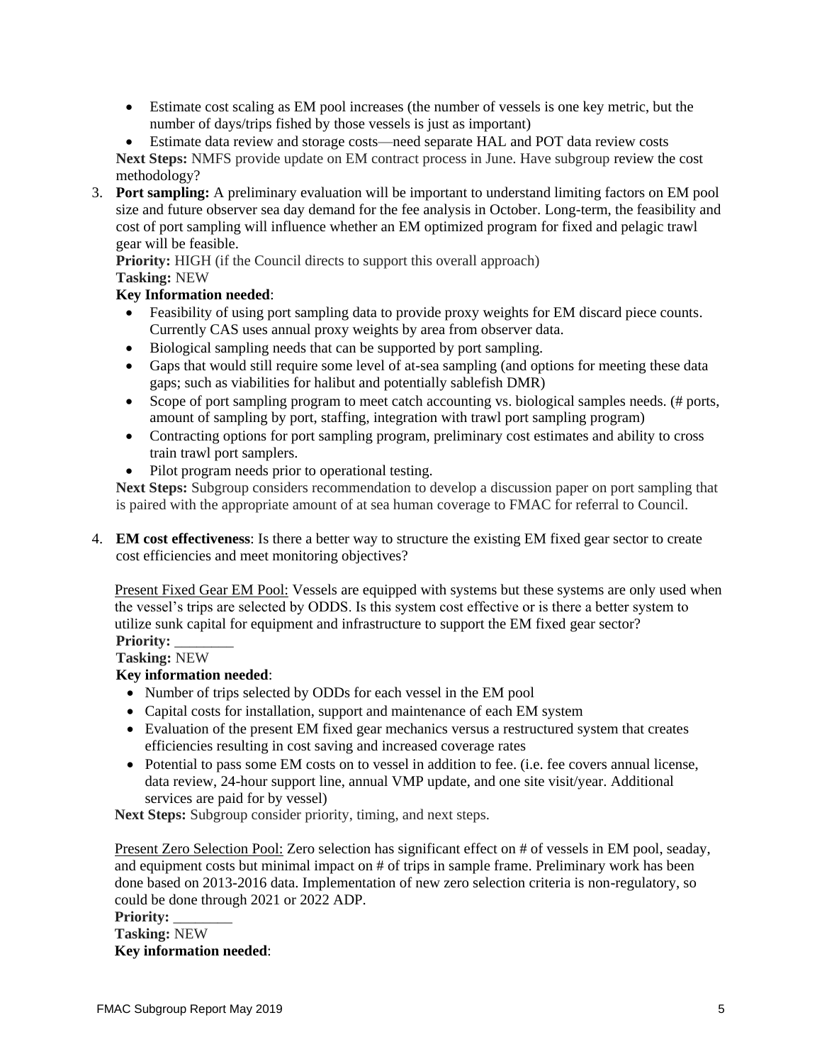- Estimate cost scaling as EM pool increases (the number of vessels is one key metric, but the number of days/trips fished by those vessels is just as important)
- Estimate data review and storage costs—need separate HAL and POT data review costs

**Next Steps:** NMFS provide update on EM contract process in June. Have subgroup review the cost methodology?

3. **Port sampling:** A preliminary evaluation will be important to understand limiting factors on EM pool size and future observer sea day demand for the fee analysis in October. Long-term, the feasibility and cost of port sampling will influence whether an EM optimized program for fixed and pelagic trawl gear will be feasible.

   **Priority:** HIGH (if the Council directs to support this overall approach)
   **Tasking:** NEW
   **Key Information needed**:
   - Feasibility of using port sampling data to provide proxy weights for EM discard piece counts. Currently CAS uses annual proxy weights by area from observer data.
   - Biological sampling needs that can be supported by port sampling.
   - Gaps that would still require some level of at-sea sampling (and options for meeting these data gaps; such as viabilities for halibut and potentially sablefish DMR)
   - Scope of port sampling program to meet catch accounting vs. biological samples needs. (# ports, amount of sampling by port, staffing, integration with trawl port sampling program)
   - Contracting options for port sampling program, preliminary cost estimates and ability to cross train trawl port samplers.
   - Pilot program needs prior to operational testing.

   **Next Steps:** Subgroup considers recommendation to develop a discussion paper on port sampling that is paired with the appropriate amount of at sea human coverage to FMAC for referral to Council.

4. **EM cost effectiveness**: Is there a better way to structure the existing EM fixed gear sector to create cost efficiencies and meet monitoring objectives?

   Present Fixed Gear EM Pool: Vessels are equipped with systems but these systems are only used when the vessel's trips are selected by ODDS. Is this system cost effective or is there a better system to utilize sunk capital for equipment and infrastructure to support the EM fixed gear sector?
   **Priority:** ________
   **Tasking:** NEW
   **Key information needed**:
   - Number of trips selected by ODDs for each vessel in the EM pool
   - Capital costs for installation, support and maintenance of each EM system
   - Evaluation of the present EM fixed gear mechanics versus a restructured system that creates efficiencies resulting in cost saving and increased coverage rates
   - Potential to pass some EM costs on to vessel in addition to fee. (i.e. fee covers annual license, data review, 24-hour support line, annual VMP update, and one site visit/year. Additional services are paid for by vessel)

   **Next Steps:** Subgroup consider priority, timing, and next steps.

   Present Zero Selection Pool: Zero selection has significant effect on # of vessels in EM pool, seaday, and equipment costs but minimal impact on # of trips in sample frame. Preliminary work has been done based on 2013-2016 data. Implementation of new zero selection criteria is non-regulatory, so could be done through 2021 or 2022 ADP.
   **Priority:** ________
   **Tasking:** NEW
   **Key information needed**: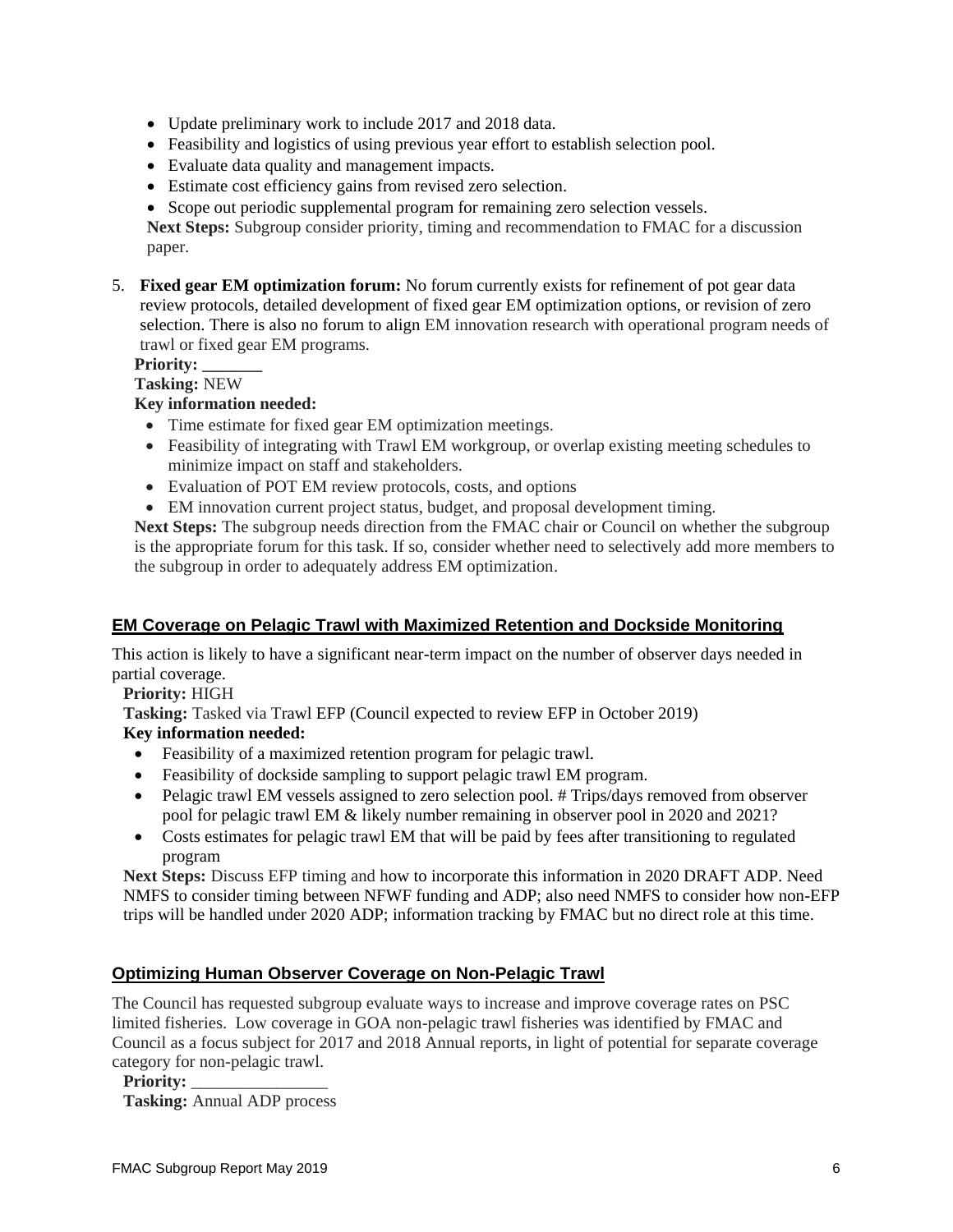- Update preliminary work to include 2017 and 2018 data.
- Feasibility and logistics of using previous year effort to establish selection pool.
- Evaluate data quality and management impacts.
- Estimate cost efficiency gains from revised zero selection.
- Scope out periodic supplemental program for remaining zero selection vessels.

**Next Steps:** Subgroup consider priority, timing and recommendation to FMAC for a discussion paper.

5. **Fixed gear EM optimization forum:** No forum currently exists for refinement of pot gear data review protocols, detailed development of fixed gear EM optimization options, or revision of zero selection. There is also no forum to align EM innovation research with operational program needs of trawl or fixed gear EM programs.

**Priority:** _______

**Tasking:** NEW

**Key information needed:**

- Time estimate for fixed gear EM optimization meetings.
- Feasibility of integrating with Trawl EM workgroup, or overlap existing meeting schedules to minimize impact on staff and stakeholders.
- Evaluation of POT EM review protocols, costs, and options
- EM innovation current project status, budget, and proposal development timing.

**Next Steps:** The subgroup needs direction from the FMAC chair or Council on whether the subgroup is the appropriate forum for this task. If so, consider whether need to selectively add more members to the subgroup in order to adequately address EM optimization.

## EM Coverage on Pelagic Trawl with Maximized Retention and Dockside Monitoring

This action is likely to have a significant near-term impact on the number of observer days needed in partial coverage.

**Priority:** HIGH

**Tasking:** Tasked via Trawl EFP (Council expected to review EFP in October 2019)

**Key information needed:**

- Feasibility of a maximized retention program for pelagic trawl.
- Feasibility of dockside sampling to support pelagic trawl EM program.
- Pelagic trawl EM vessels assigned to zero selection pool. # Trips/days removed from observer pool for pelagic trawl EM & likely number remaining in observer pool in 2020 and 2021?
- Costs estimates for pelagic trawl EM that will be paid by fees after transitioning to regulated program

**Next Steps:** Discuss EFP timing and how to incorporate this information in 2020 DRAFT ADP. Need NMFS to consider timing between NFWF funding and ADP; also need NMFS to consider how non-EFP trips will be handled under 2020 ADP; information tracking by FMAC but no direct role at this time.

## Optimizing Human Observer Coverage on Non-Pelagic Trawl

The Council has requested subgroup evaluate ways to increase and improve coverage rates on PSC limited fisheries. Low coverage in GOA non-pelagic trawl fisheries was identified by FMAC and Council as a focus subject for 2017 and 2018 Annual reports, in light of potential for separate coverage category for non-pelagic trawl.

**Priority:** ________________

**Tasking:** Annual ADP process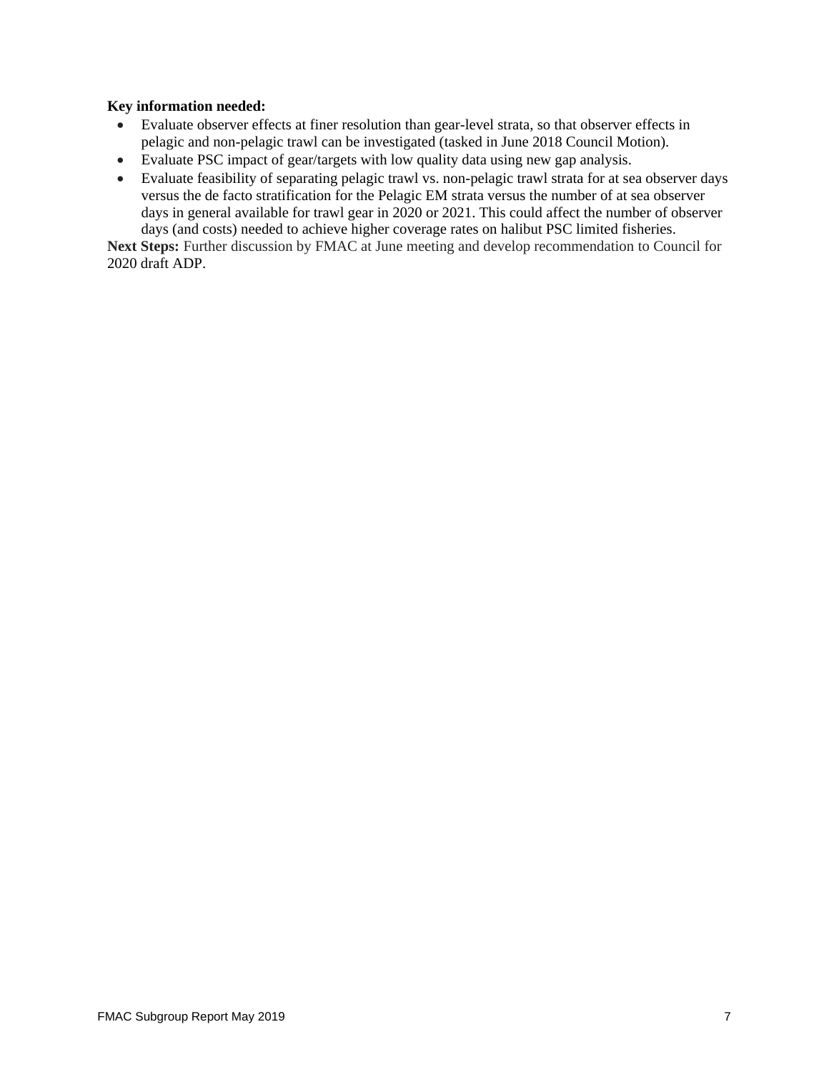**Key information needed:**

- Evaluate observer effects at finer resolution than gear-level strata, so that observer effects in pelagic and non-pelagic trawl can be investigated (tasked in June 2018 Council Motion).
- Evaluate PSC impact of gear/targets with low quality data using new gap analysis.
- Evaluate feasibility of separating pelagic trawl vs. non-pelagic trawl strata for at sea observer days versus the de facto stratification for the Pelagic EM strata versus the number of at sea observer days in general available for trawl gear in 2020 or 2021. This could affect the number of observer days (and costs) needed to achieve higher coverage rates on halibut PSC limited fisheries.

**Next Steps:** Further discussion by FMAC at June meeting and develop recommendation to Council for 2020 draft ADP.